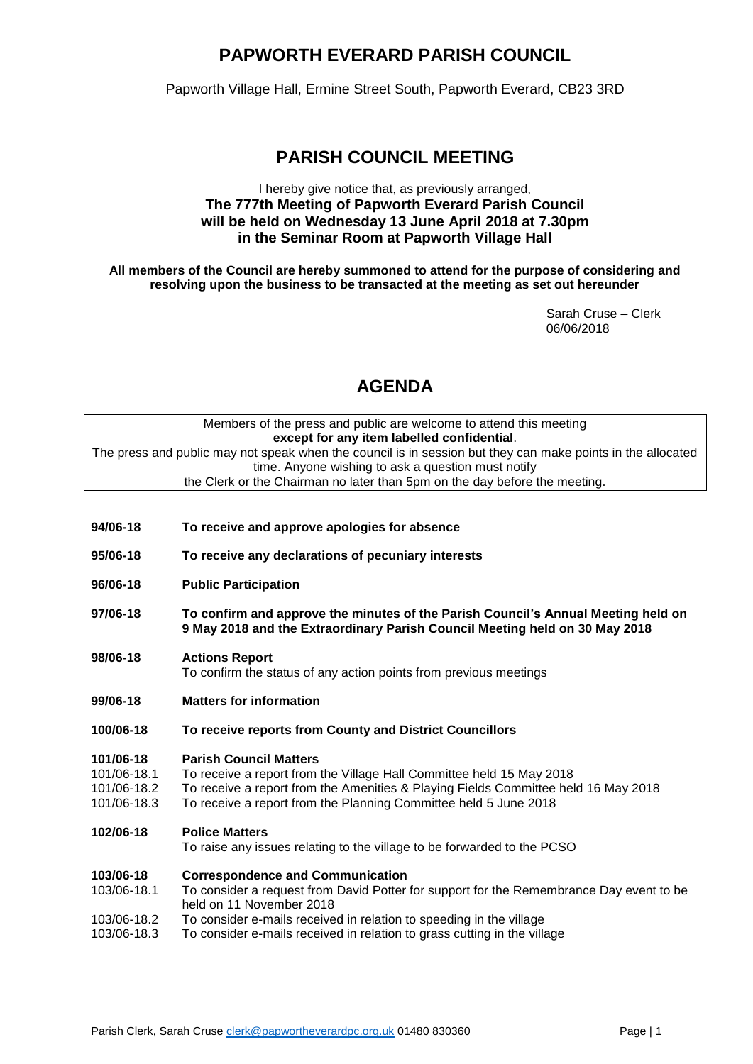# PAPWORTH EVERARD PARISH COUNCIL

Papworth Village Hall, Ermine Street South, Papworth Everard, CB23 3RD

## PARISH COUNCIL MEETING

I hereby give notice that, as previously arranged,
**The 777th Meeting of Papworth Everard Parish Council will be held on Wednesday 13 June April 2018 at 7.30pm in the Seminar Room at Papworth Village Hall**

**All members of the Council are hereby summoned to attend for the purpose of considering and resolving upon the business to be transacted at the meeting as set out hereunder**

Sarah Cruse – Clerk
06/06/2018

## AGENDA

Members of the press and public are welcome to attend this meeting **except for any item labelled confidential**.
The press and public may not speak when the council is in session but they can make points in the allocated time. Anyone wishing to ask a question must notify the Clerk or the Chairman no later than 5pm on the day before the meeting.

**94/06-18** **To receive and approve apologies for absence**

**95/06-18** **To receive any declarations of pecuniary interests**

**96/06-18** **Public Participation**

**97/06-18** **To confirm and approve the minutes of the Parish Council's Annual Meeting held on 9 May 2018 and the Extraordinary Parish Council Meeting held on 30 May 2018**

**98/06-18** **Actions Report**
To confirm the status of any action points from previous meetings

**99/06-18** **Matters for information**

**100/06-18** **To receive reports from County and District Councillors**

**101/06-18** **Parish Council Matters**
101/06-18.1 To receive a report from the Village Hall Committee held 15 May 2018
101/06-18.2 To receive a report from the Amenities & Playing Fields Committee held 16 May 2018
101/06-18.3 To receive a report from the Planning Committee held 5 June 2018

**102/06-18** **Police Matters**
To raise any issues relating to the village to be forwarded to the PCSO

**103/06-18** **Correspondence and Communication**
103/06-18.1 To consider a request from David Potter for support for the Remembrance Day event to be held on 11 November 2018
103/06-18.2 To consider e-mails received in relation to speeding in the village
103/06-18.3 To consider e-mails received in relation to grass cutting in the village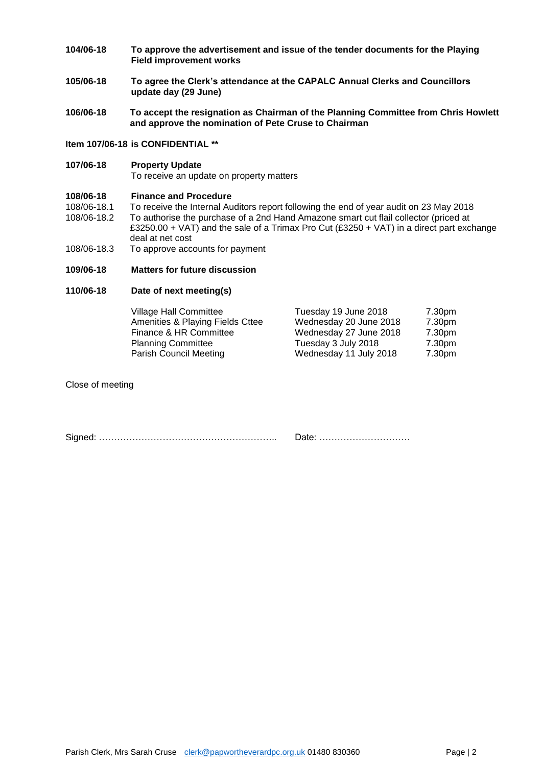**104/06-18** **To approve the advertisement and issue of the tender documents for the Playing Field improvement works**

**105/06-18** **To agree the Clerk's attendance at the CAPALC Annual Clerks and Councillors update day (29 June)**

**106/06-18** **To accept the resignation as Chairman of the Planning Committee from Chris Howlett and approve the nomination of Pete Cruse to Chairman**

**Item 107/06-18 is CONFIDENTIAL ****

**107/06-18** **Property Update**
To receive an update on property matters

**108/06-18** **Finance and Procedure**

108/06-18.1 To receive the Internal Auditors report following the end of year audit on 23 May 2018

108/06-18.2 To authorise the purchase of a 2nd Hand Amazone smart cut flail collector (priced at £3250.00 + VAT) and the sale of a Trimax Pro Cut (£3250 + VAT) in a direct part exchange deal at net cost

108/06-18.3 To approve accounts for payment

**109/06-18** **Matters for future discussion**

**110/06-18** **Date of next meeting(s)**

| | | |
|---|---|---|
| Village Hall Committee | Tuesday 19 June 2018 | 7.30pm |
| Amenities & Playing Fields Cttee | Wednesday 20 June 2018 | 7.30pm |
| Finance & HR Committee | Wednesday 27 June 2018 | 7.30pm |
| Planning Committee | Tuesday 3 July 2018 | 7.30pm |
| Parish Council Meeting | Wednesday 11 July 2018 | 7.30pm |

Close of meeting

Signed: ……………………………………………….. Date: …………………………

Parish Clerk, Mrs Sarah Cruse clerk@papwortheverardpc.org.uk 01480 830360